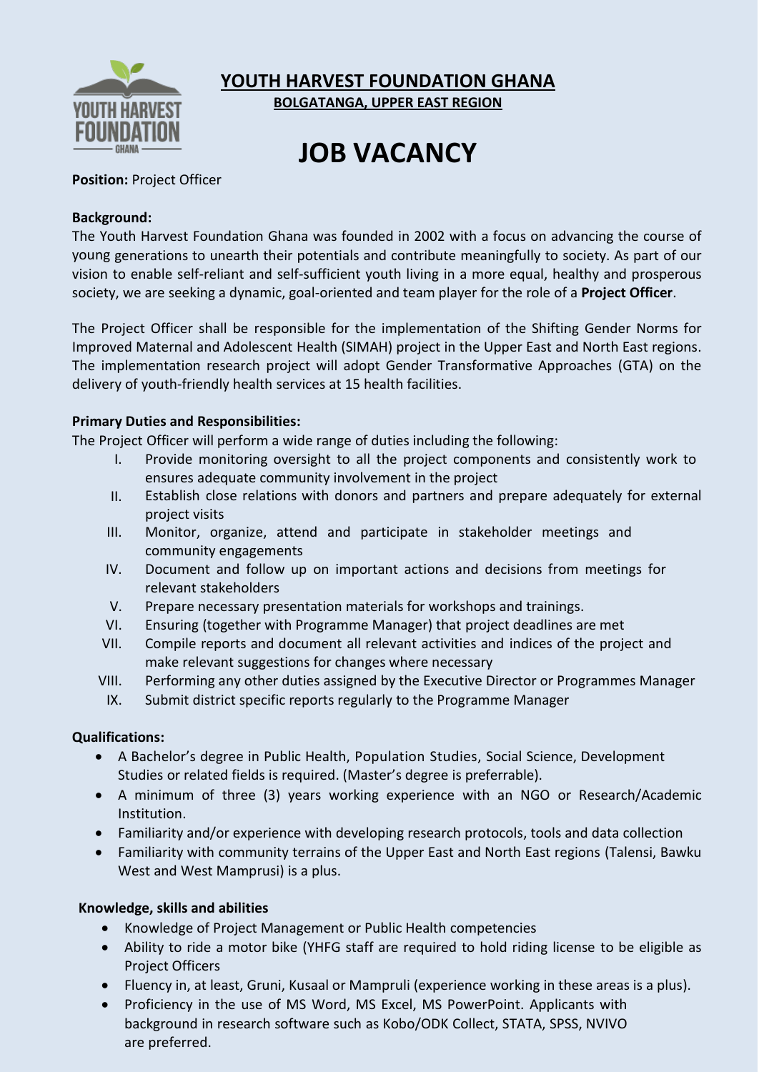# YOUTH HARVEST FOUNDATION GHANA

**BOLGATANGA, UPPER EAST REGION**

# JOB VACANCY

**Position:** Project Officer

**Background:**

The Youth Harvest Foundation Ghana was founded in 2002 with a focus on advancing the course of young generations to unearth their potentials and contribute meaningfully to society. As part of our vision to enable self-reliant and self-sufficient youth living in a more equal, healthy and prosperous society, we are seeking a dynamic, goal-oriented and team player for the role of a **Project Officer**.

The Project Officer shall be responsible for the implementation of the Shifting Gender Norms for Improved Maternal and Adolescent Health (SIMAH) project in the Upper East and North East regions. The implementation research project will adopt Gender Transformative Approaches (GTA) on the delivery of youth-friendly health services at 15 health facilities.

**Primary Duties and Responsibilities:**

The Project Officer will perform a wide range of duties including the following:

I. Provide monitoring oversight to all the project components and consistently work to ensures adequate community involvement in the project
II. Establish close relations with donors and partners and prepare adequately for external project visits
III. Monitor, organize, attend and participate in stakeholder meetings and community engagements
IV. Document and follow up on important actions and decisions from meetings for relevant stakeholders
V. Prepare necessary presentation materials for workshops and trainings.
VI. Ensuring (together with Programme Manager) that project deadlines are met
VII. Compile reports and document all relevant activities and indices of the project and make relevant suggestions for changes where necessary
VIII. Performing any other duties assigned by the Executive Director or Programmes Manager
IX. Submit district specific reports regularly to the Programme Manager

**Qualifications:**

- A Bachelor's degree in Public Health, Population Studies, Social Science, Development Studies or related fields is required. (Master's degree is preferrable).
- A minimum of three (3) years working experience with an NGO or Research/Academic Institution.
- Familiarity and/or experience with developing research protocols, tools and data collection
- Familiarity with community terrains of the Upper East and North East regions (Talensi, Bawku West and West Mamprusi) is a plus.

**Knowledge, skills and abilities**

- Knowledge of Project Management or Public Health competencies
- Ability to ride a motor bike (YHFG staff are required to hold riding license to be eligible as Project Officers
- Fluency in, at least, Gruni, Kusaal or Mampruli (experience working in these areas is a plus).
- Proficiency in the use of MS Word, MS Excel, MS PowerPoint. Applicants with background in research software such as Kobo/ODK Collect, STATA, SPSS, NVIVO are preferred.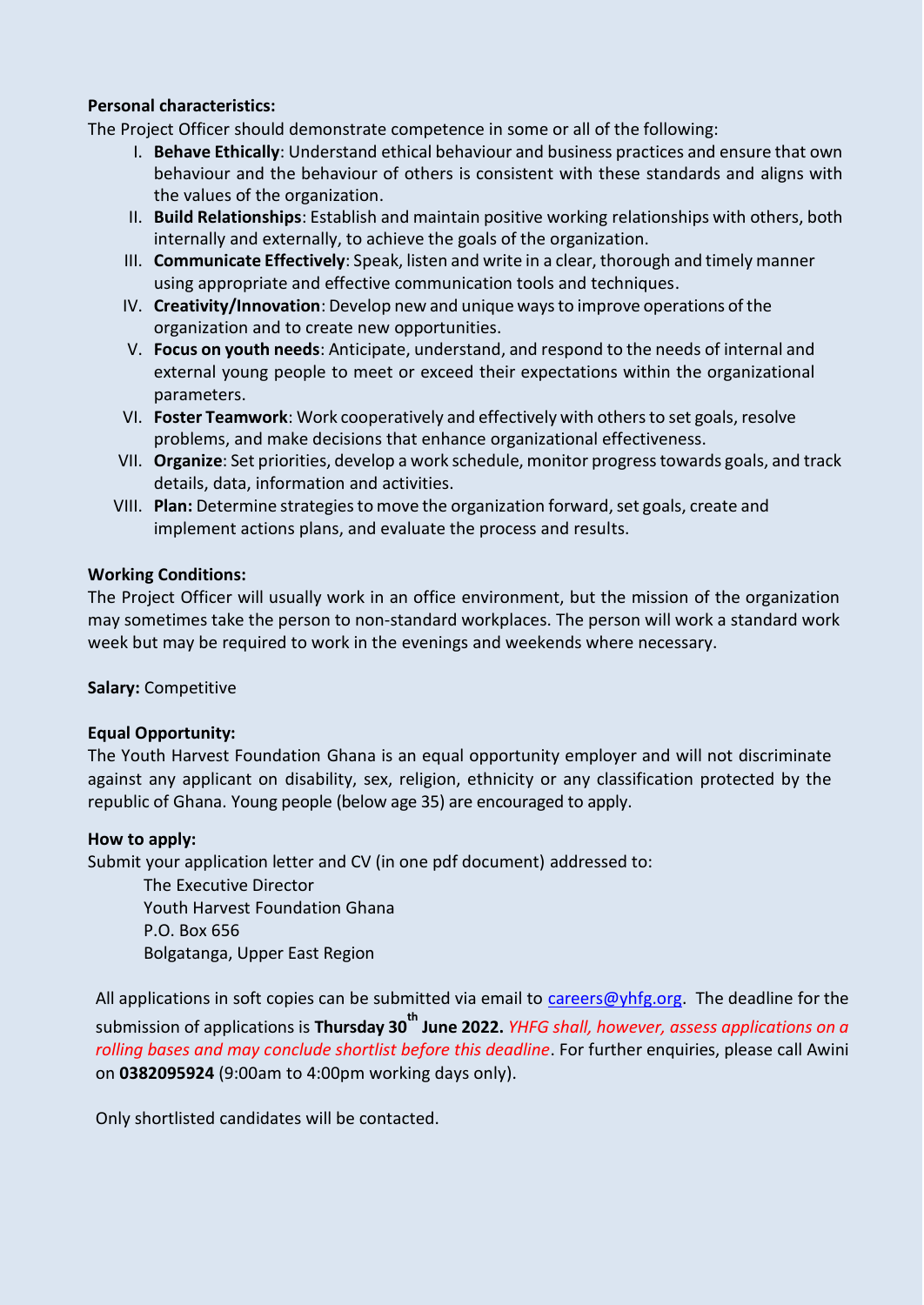**Personal characteristics:**

The Project Officer should demonstrate competence in some or all of the following:

I. **Behave Ethically**: Understand ethical behaviour and business practices and ensure that own behaviour and the behaviour of others is consistent with these standards and aligns with the values of the organization.
II. **Build Relationships**: Establish and maintain positive working relationships with others, both internally and externally, to achieve the goals of the organization.
III. **Communicate Effectively**: Speak, listen and write in a clear, thorough and timely manner using appropriate and effective communication tools and techniques.
IV. **Creativity/Innovation**: Develop new and unique ways to improve operations of the organization and to create new opportunities.
V. **Focus on youth needs**: Anticipate, understand, and respond to the needs of internal and external young people to meet or exceed their expectations within the organizational parameters.
VI. **Foster Teamwork**: Work cooperatively and effectively with others to set goals, resolve problems, and make decisions that enhance organizational effectiveness.
VII. **Organize**: Set priorities, develop a work schedule, monitor progress towards goals, and track details, data, information and activities.
VIII. **Plan:** Determine strategies to move the organization forward, set goals, create and implement actions plans, and evaluate the process and results.

**Working Conditions:**

The Project Officer will usually work in an office environment, but the mission of the organization may sometimes take the person to non-standard workplaces. The person will work a standard work week but may be required to work in the evenings and weekends where necessary.

**Salary:** Competitive

**Equal Opportunity:**

The Youth Harvest Foundation Ghana is an equal opportunity employer and will not discriminate against any applicant on disability, sex, religion, ethnicity or any classification protected by the republic of Ghana. Young people (below age 35) are encouraged to apply.

**How to apply:**

Submit your application letter and CV (in one pdf document) addressed to:

The Executive Director
Youth Harvest Foundation Ghana
P.O. Box 656
Bolgatanga, Upper East Region

All applications in soft copies can be submitted via email to careers@yhfg.org. The deadline for the submission of applications is **Thursday 30th June 2022.** *YHFG shall, however, assess applications on a rolling bases and may conclude shortlist before this deadline*. For further enquiries, please call Awini on **0382095924** (9:00am to 4:00pm working days only).

Only shortlisted candidates will be contacted.